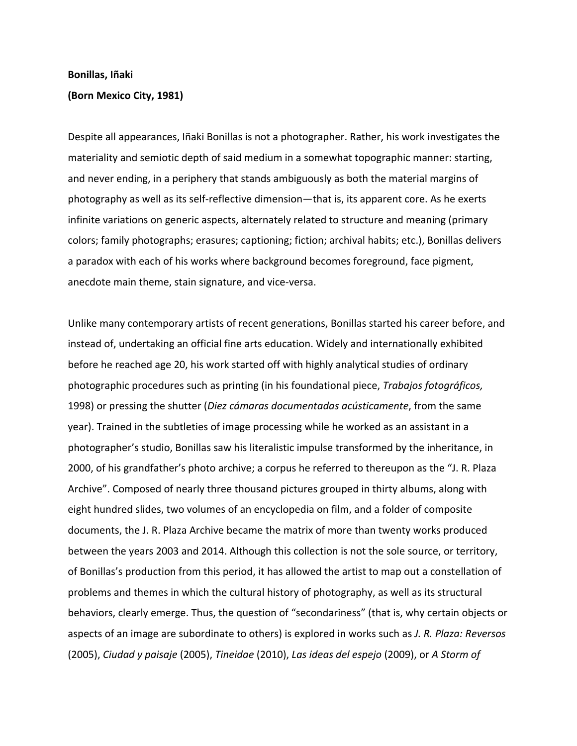**Bonillas, Iñaki**

**(Born Mexico City, 1981)**

Despite all appearances, Iñaki Bonillas is not a photographer. Rather, his work investigates the materiality and semiotic depth of said medium in a somewhat topographic manner: starting, and never ending, in a periphery that stands ambiguously as both the material margins of photography as well as its self-reflective dimension—that is, its apparent core. As he exerts infinite variations on generic aspects, alternately related to structure and meaning (primary colors; family photographs; erasures; captioning; fiction; archival habits; etc.), Bonillas delivers a paradox with each of his works where background becomes foreground, face pigment, anecdote main theme, stain signature, and vice-versa.

Unlike many contemporary artists of recent generations, Bonillas started his career before, and instead of, undertaking an official fine arts education. Widely and internationally exhibited before he reached age 20, his work started off with highly analytical studies of ordinary photographic procedures such as printing (in his foundational piece, *Trabajos fotográficos,* 1998) or pressing the shutter (*Diez cámaras documentadas acústicamente*, from the same year). Trained in the subtleties of image processing while he worked as an assistant in a photographer's studio, Bonillas saw his literalistic impulse transformed by the inheritance, in 2000, of his grandfather's photo archive; a corpus he referred to thereupon as the "J. R. Plaza Archive". Composed of nearly three thousand pictures grouped in thirty albums, along with eight hundred slides, two volumes of an encyclopedia on film, and a folder of composite documents, the J. R. Plaza Archive became the matrix of more than twenty works produced between the years 2003 and 2014. Although this collection is not the sole source, or territory, of Bonillas's production from this period, it has allowed the artist to map out a constellation of problems and themes in which the cultural history of photography, as well as its structural behaviors, clearly emerge. Thus, the question of "secondariness" (that is, why certain objects or aspects of an image are subordinate to others) is explored in works such as *J. R. Plaza: Reversos* (2005), *Ciudad y paisaje* (2005), *Tineidae* (2010), *Las ideas del espejo* (2009), or *A Storm of*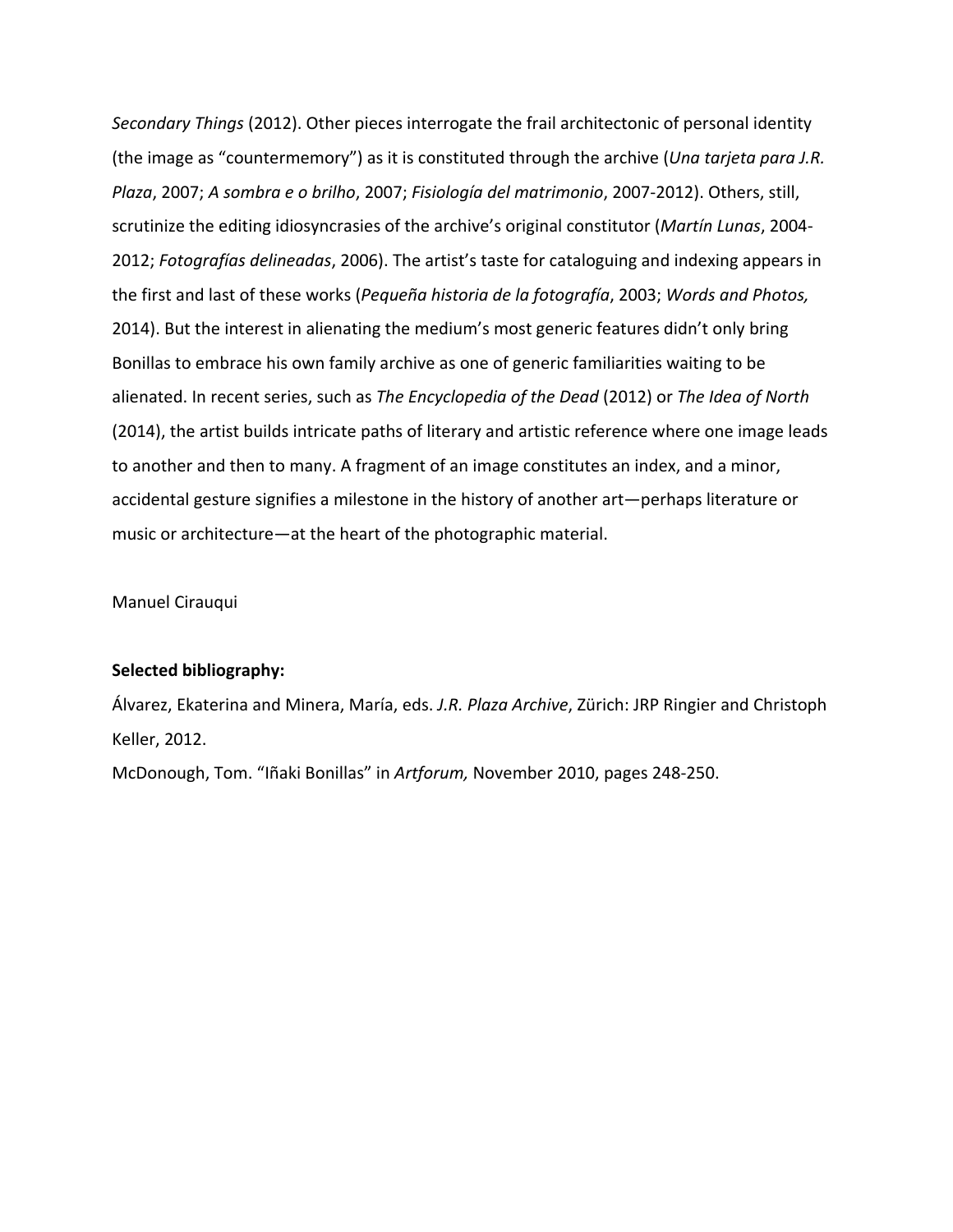*Secondary Things* (2012). Other pieces interrogate the frail architectonic of personal identity (the image as "countermemory") as it is constituted through the archive (*Una tarjeta para J.R. Plaza*, 2007; *A sombra e o brilho*, 2007; *Fisiología del matrimonio*, 2007-2012). Others, still, scrutinize the editing idiosyncrasies of the archive's original constitutor (*Martín Lunas*, 2004-2012; *Fotografías delineadas*, 2006). The artist's taste for cataloguing and indexing appears in the first and last of these works (*Pequeña historia de la fotografía*, 2003; *Words and Photos,* 2014). But the interest in alienating the medium's most generic features didn't only bring Bonillas to embrace his own family archive as one of generic familiarities waiting to be alienated. In recent series, such as *The Encyclopedia of the Dead* (2012) or *The Idea of North* (2014), the artist builds intricate paths of literary and artistic reference where one image leads to another and then to many. A fragment of an image constitutes an index, and a minor, accidental gesture signifies a milestone in the history of another art—perhaps literature or music or architecture—at the heart of the photographic material.

Manuel Cirauqui

**Selected bibliography:**

Álvarez, Ekaterina and Minera, María, eds. *J.R. Plaza Archive*, Zürich: JRP Ringier and Christoph Keller, 2012.

McDonough, Tom. "Iñaki Bonillas" in *Artforum,* November 2010, pages 248-250.